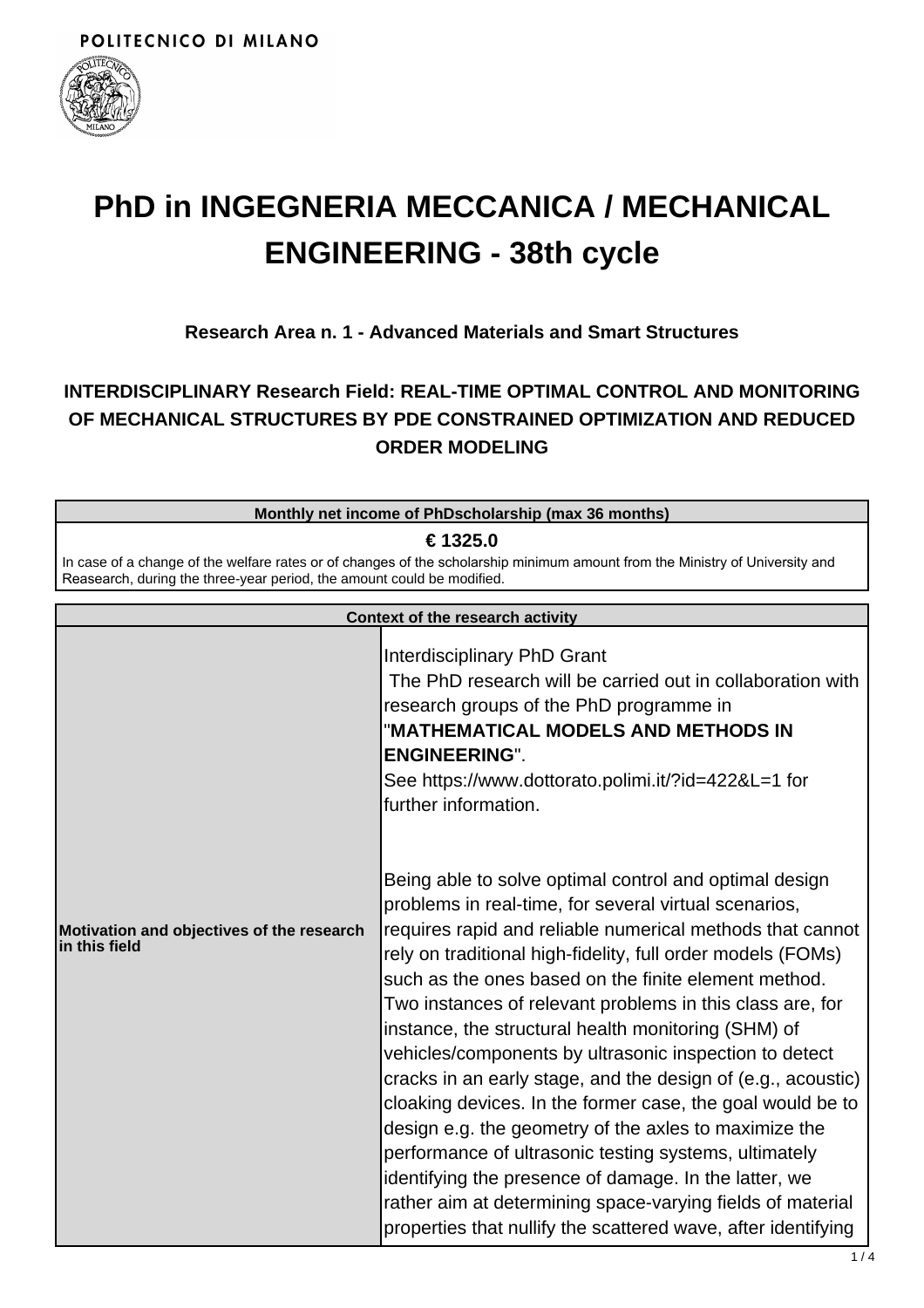POLITECNICO DI MILANO

# PhD in INGEGNERIA MECCANICA / MECHANICAL ENGINEERING - 38th cycle

### Research Area n. 1 - Advanced Materials and Smart Structures

### INTERDISCIPLINARY Research Field: REAL-TIME OPTIMAL CONTROL AND MONITORING OF MECHANICAL STRUCTURES BY PDE CONSTRAINED OPTIMIZATION AND REDUCED ORDER MODELING

| Monthly net income of PhDscholarship (max 36 months) |
| --- |
| **€ 1325.0** |
| In case of a change of the welfare rates or of changes of the scholarship minimum amount from the Ministry of University and Reasearch, during the three-year period, the amount could be modified. |

| Context of the research activity | |
| --- | --- |
| **Motivation and objectives of the research in this field** | Interdisciplinary PhD Grant<br>The PhD research will be carried out in collaboration with research groups of the PhD programme in "**MATHEMATICAL MODELS AND METHODS IN ENGINEERING**".<br>See https://www.dottorato.polimi.it/?id=422&L=1 for further information.<br><br>Being able to solve optimal control and optimal design problems in real-time, for several virtual scenarios, requires rapid and reliable numerical methods that cannot rely on traditional high-fidelity, full order models (FOMs) such as the ones based on the finite element method. Two instances of relevant problems in this class are, for instance, the structural health monitoring (SHM) of vehicles/components by ultrasonic inspection to detect cracks in an early stage, and the design of (e.g., acoustic) cloaking devices. In the former case, the goal would be to design e.g. the geometry of the axles to maximize the performance of ultrasonic testing systems, ultimately identifying the presence of damage. In the latter, we rather aim at determining space-varying fields of material properties that nullify the scattered wave, after identifying |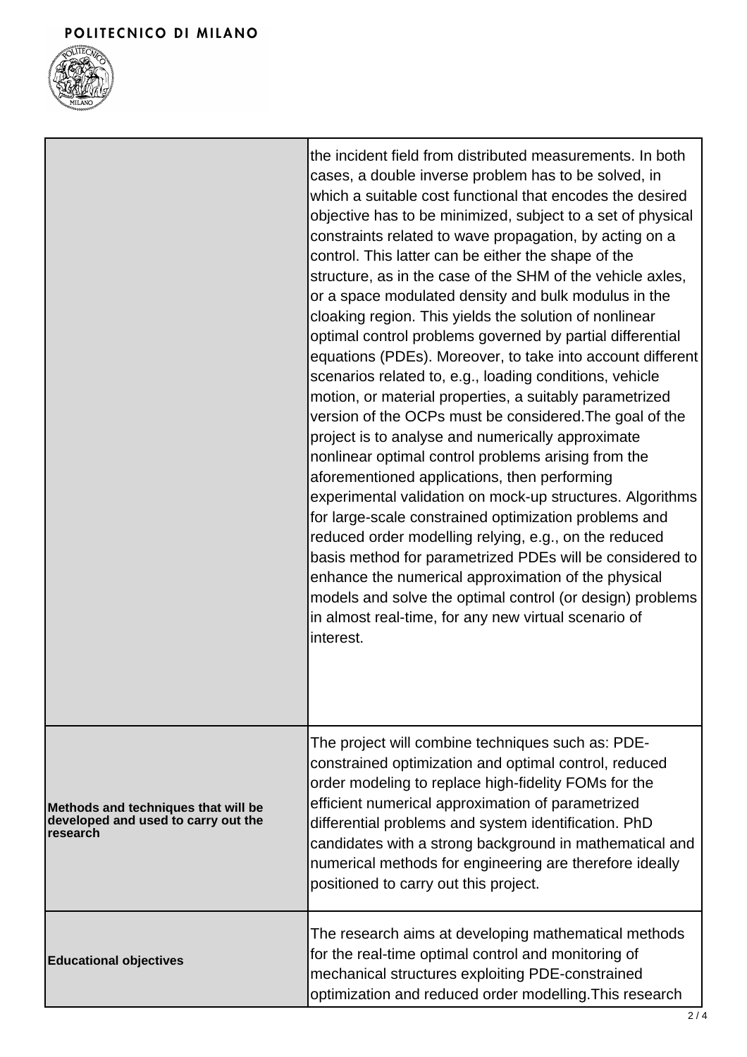| | |
|---|---|
| | the incident field from distributed measurements. In both cases, a double inverse problem has to be solved, in which a suitable cost functional that encodes the desired objective has to be minimized, subject to a set of physical constraints related to wave propagation, by acting on a control. This latter can be either the shape of the structure, as in the case of the SHM of the vehicle axles, or a space modulated density and bulk modulus in the cloaking region. This yields the solution of nonlinear optimal control problems governed by partial differential equations (PDEs). Moreover, to take into account different scenarios related to, e.g., loading conditions, vehicle motion, or material properties, a suitably parametrized version of the OCPs must be considered.The goal of the project is to analyse and numerically approximate nonlinear optimal control problems arising from the aforementioned applications, then performing experimental validation on mock-up structures. Algorithms for large-scale constrained optimization problems and reduced order modelling relying, e.g., on the reduced basis method for parametrized PDEs will be considered to enhance the numerical approximation of the physical models and solve the optimal control (or design) problems in almost real-time, for any new virtual scenario of interest. |
| **Methods and techniques that will be developed and used to carry out the research** | The project will combine techniques such as: PDE-constrained optimization and optimal control, reduced order modeling to replace high-fidelity FOMs for the efficient numerical approximation of parametrized differential problems and system identification. PhD candidates with a strong background in mathematical and numerical methods for engineering are therefore ideally positioned to carry out this project. |
| **Educational objectives** | The research aims at developing mathematical methods for the real-time optimal control and monitoring of mechanical structures exploiting PDE-constrained optimization and reduced order modelling.This research |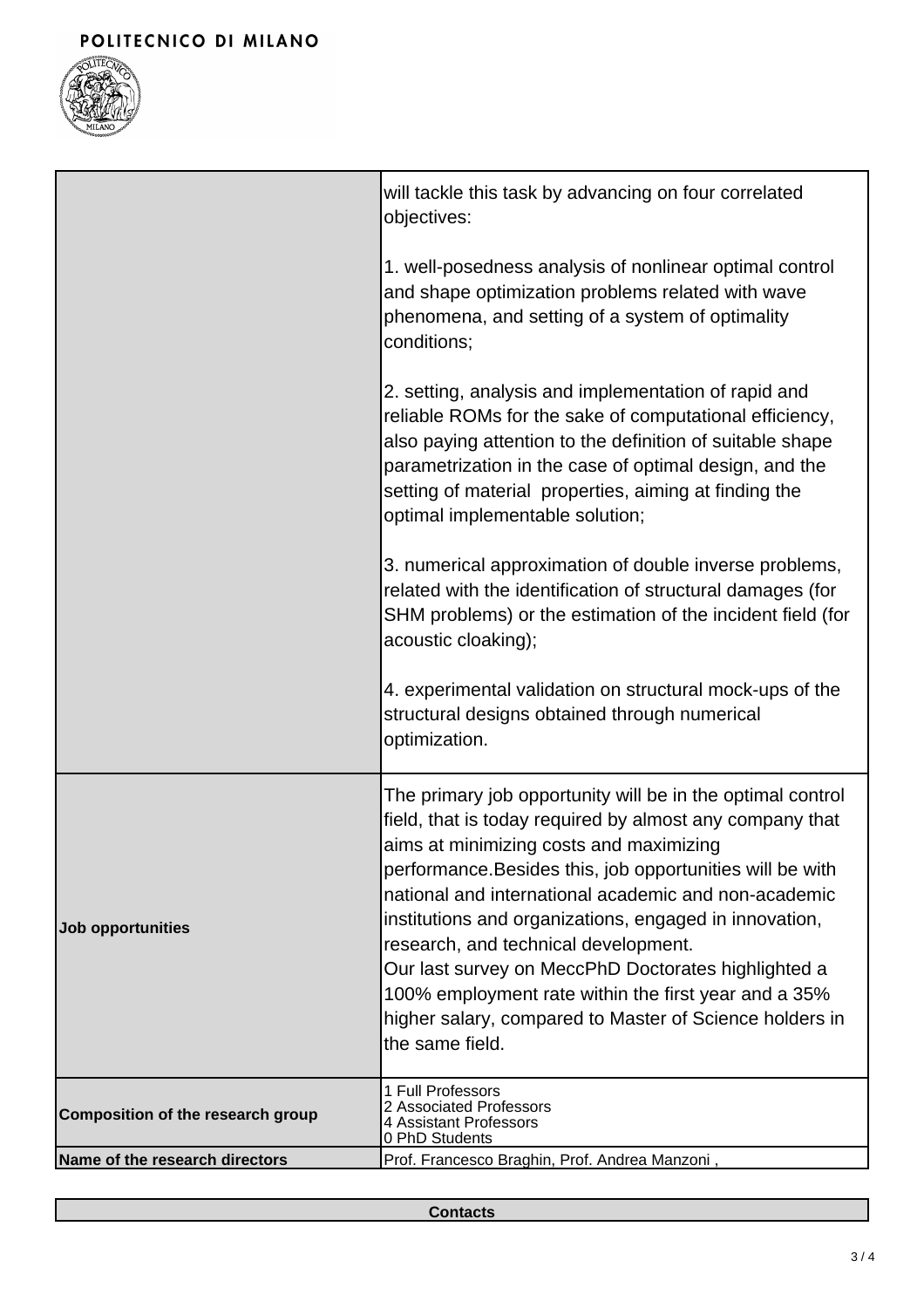| | |
|---|---|
| | will tackle this task by advancing on four correlated objectives:<br><br>1. well-posedness analysis of nonlinear optimal control and shape optimization problems related with wave phenomena, and setting of a system of optimality conditions;<br><br>2. setting, analysis and implementation of rapid and reliable ROMs for the sake of computational efficiency, also paying attention to the definition of suitable shape parametrization in the case of optimal design, and the setting of material properties, aiming at finding the optimal implementable solution;<br><br>3. numerical approximation of double inverse problems, related with the identification of structural damages (for SHM problems) or the estimation of the incident field (for acoustic cloaking);<br><br>4. experimental validation on structural mock-ups of the structural designs obtained through numerical optimization. |
| **Job opportunities** | The primary job opportunity will be in the optimal control field, that is today required by almost any company that aims at minimizing costs and maximizing performance.Besides this, job opportunities will be with national and international academic and non-academic institutions and organizations, engaged in innovation, research, and technical development.<br>Our last survey on MeccPhD Doctorates highlighted a 100% employment rate within the first year and a 35% higher salary, compared to Master of Science holders in the same field. |
| **Composition of the research group** | 1 Full Professors<br>2 Associated Professors<br>4 Assistant Professors<br>0 PhD Students |
| **Name of the research directors** | Prof. Francesco Braghin, Prof. Andrea Manzoni , |

| **Contacts** |
|---|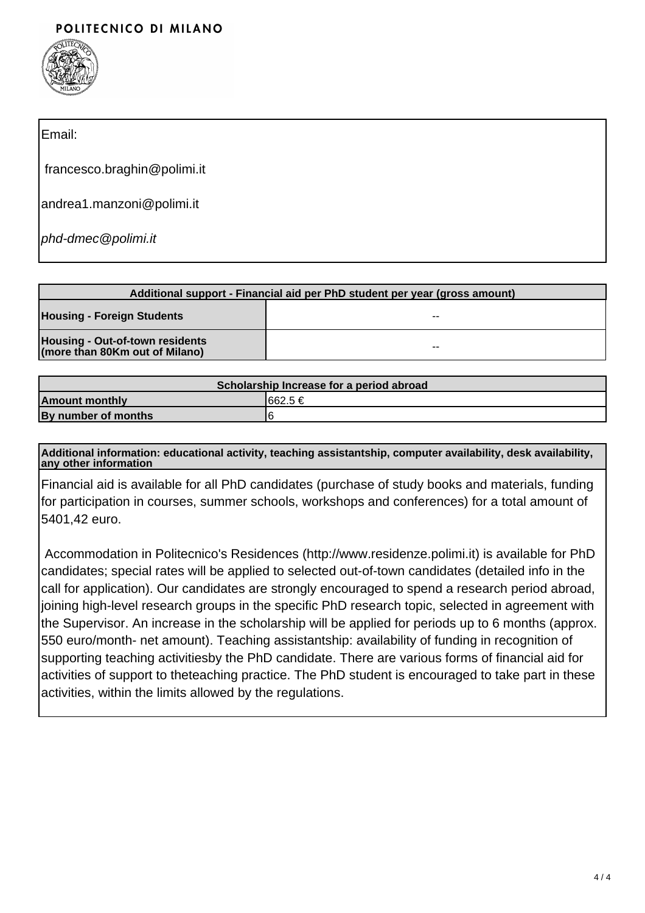Email:

francesco.braghin@polimi.it

andrea1.manzoni@polimi.it

*phd-dmec@polimi.it*

| **Additional support - Financial aid per PhD student per year (gross amount)** | |
|---|---|
| **Housing - Foreign Students** | -- |
| **Housing - Out-of-town residents (more than 80Km out of Milano)** | -- |

| **Scholarship Increase for a period abroad** | |
|---|---|
| **Amount monthly** | 662.5 € |
| **By number of months** | 6 |

**Additional information: educational activity, teaching assistantship, computer availability, desk availability, any other information**

Financial aid is available for all PhD candidates (purchase of study books and materials, funding for participation in courses, summer schools, workshops and conferences) for a total amount of 5401,42 euro.

Accommodation in Politecnico's Residences (http://www.residenze.polimi.it) is available for PhD candidates; special rates will be applied to selected out-of-town candidates (detailed info in the call for application). Our candidates are strongly encouraged to spend a research period abroad, joining high-level research groups in the specific PhD research topic, selected in agreement with the Supervisor. An increase in the scholarship will be applied for periods up to 6 months (approx. 550 euro/month- net amount). Teaching assistantship: availability of funding in recognition of supporting teaching activitiesby the PhD candidate. There are various forms of financial aid for activities of support to theteaching practice. The PhD student is encouraged to take part in these activities, within the limits allowed by the regulations.